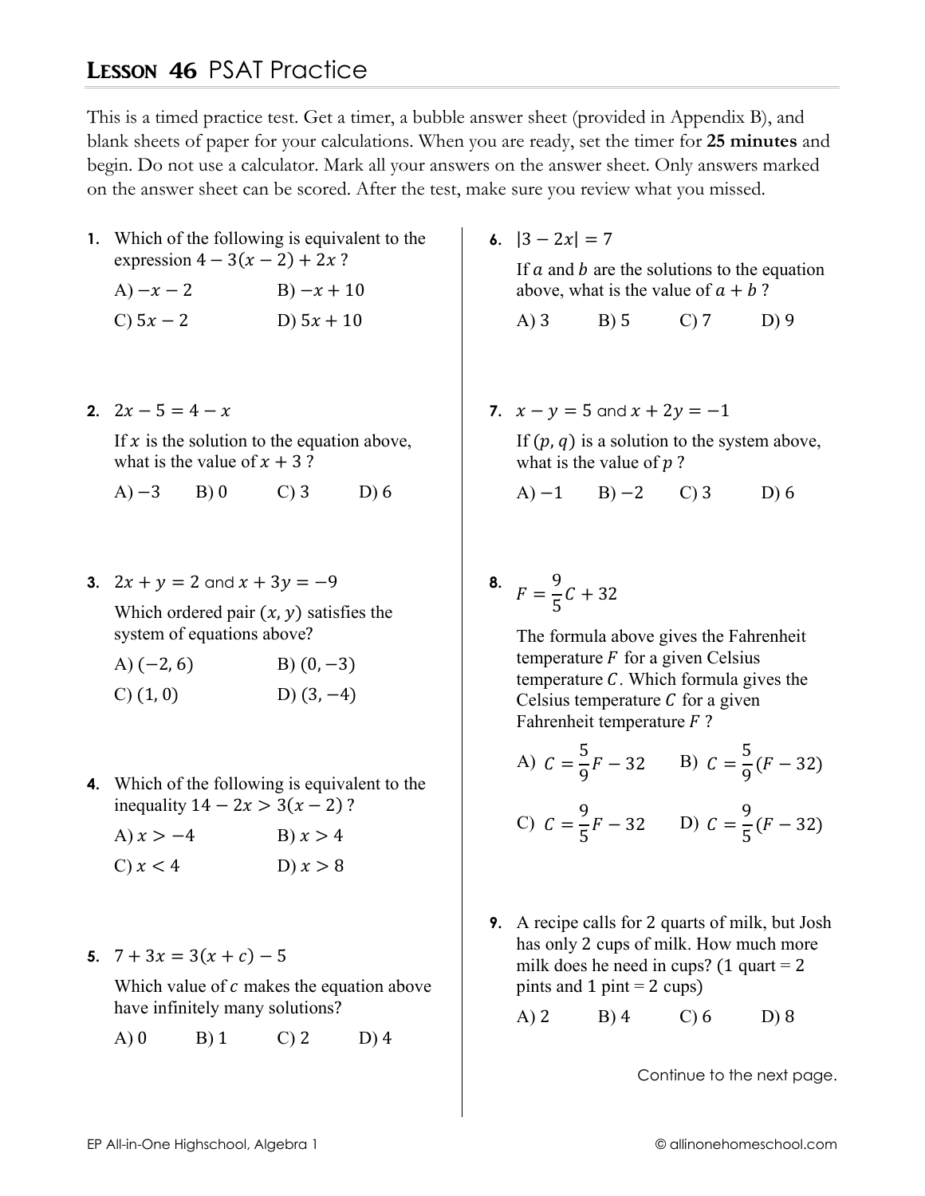# LESSON 46 PSAT Practice

This is a timed practice test. Get a timer, a bubble answer sheet (provided in Appendix B), and blank sheets of paper for your calculations. When you are ready, set the timer for **25 minutes** and begin. Do not use a calculator. Mark all your answers on the answer sheet. Only answers marked on the answer sheet can be scored. After the test, make sure you review what you missed.

**1.** Which of the following is equivalent to the expression $4 - 3(x - 2) + 2x$ ?

A) $-x - 2$ B) $-x + 10$

C) $5x - 2$ D) $5x + 10$

**2.** $2x - 5 = 4 - x$

If $x$ is the solution to the equation above, what is the value of $x + 3$ ?

A) $-3$ B) 0 C) 3 D) 6

**3.** $2x + y = 2$ and $x + 3y = -9$

Which ordered pair $(x, y)$ satisfies the system of equations above?

A) $(-2, 6)$ B) $(0, -3)$

C) $(1, 0)$ D) $(3, -4)$

**4.** Which of the following is equivalent to the inequality $14 - 2x > 3(x - 2)$ ?

A) $x > -4$ B) $x > 4$

C) $x < 4$ D) $x > 8$

**5.** $7 + 3x = 3(x + c) - 5$

Which value of $c$ makes the equation above have infinitely many solutions?

A) 0 B) 1 C) 2 D) 4

**6.** $|3 - 2x| = 7$

If $a$ and $b$ are the solutions to the equation above, what is the value of $a + b$ ?

A) 3 B) 5 C) 7 D) 9

**7.** $x - y = 5$ and $x + 2y = -1$

If $(p, q)$ is a solution to the system above, what is the value of $p$ ?

A) $-1$ B) $-2$ C) 3 D) 6

**8.** $F = \frac{9}{5}C + 32$

The formula above gives the Fahrenheit temperature $F$ for a given Celsius temperature $C$. Which formula gives the Celsius temperature $C$ for a given Fahrenheit temperature $F$ ?

A) $C = \frac{5}{9}F - 32$ B) $C = \frac{5}{9}(F - 32)$

C) $C = \frac{9}{5}F - 32$ D) $C = \frac{9}{5}(F - 32)$

**9.** A recipe calls for 2 quarts of milk, but Josh has only 2 cups of milk. How much more milk does he need in cups? (1 quart = 2 pints and 1 pint = 2 cups)

A) 2 B) 4 C) 6 D) 8

Continue to the next page.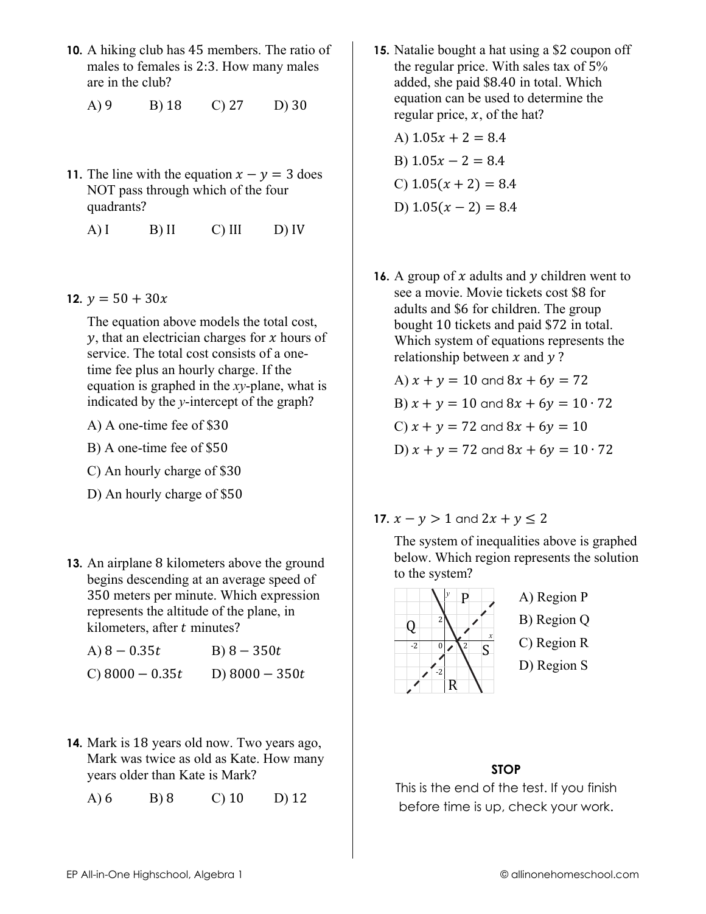**10.** A hiking club has 45 members. The ratio of males to females is 2:3. How many males are in the club?

A) 9  B) 18  C) 27  D) 30

**11.** The line with the equation $x - y = 3$ does NOT pass through which of the four quadrants?

A) I  B) II  C) III  D) IV

**12.** $y = 50 + 30x$

The equation above models the total cost, $y$, that an electrician charges for $x$ hours of service. The total cost consists of a one-time fee plus an hourly charge. If the equation is graphed in the *xy*-plane, what is indicated by the *y*-intercept of the graph?

A) A one-time fee of \$30

B) A one-time fee of \$50

C) An hourly charge of \$30

D) An hourly charge of \$50

**13.** An airplane 8 kilometers above the ground begins descending at an average speed of 350 meters per minute. Which expression represents the altitude of the plane, in kilometers, after $t$ minutes?

A) $8 - 0.35t$  B) $8 - 350t$

C) $8000 - 0.35t$  D) $8000 - 350t$

**14.** Mark is 18 years old now. Two years ago, Mark was twice as old as Kate. How many years older than Kate is Mark?

A) 6  B) 8  C) 10  D) 12

**15.** Natalie bought a hat using a \$2 coupon off the regular price. With sales tax of 5% added, she paid \$8.40 in total. Which equation can be used to determine the regular price, $x$, of the hat?

A) $1.05x + 2 = 8.4$

B) $1.05x - 2 = 8.4$

C) $1.05(x + 2) = 8.4$

D) $1.05(x - 2) = 8.4$

**16.** A group of $x$ adults and $y$ children went to see a movie. Movie tickets cost \$8 for adults and \$6 for children. The group bought 10 tickets and paid \$72 in total. Which system of equations represents the relationship between $x$ and $y$?

A) $x + y = 10$ and $8x + 6y = 72$

B) $x + y = 10$ and $8x + 6y = 10 \cdot 72$

C) $x + y = 72$ and $8x + 6y = 10$

D) $x + y = 72$ and $8x + 6y = 10 \cdot 72$

**17.** $x - y > 1$ and $2x + y \leq 2$

The system of inequalities above is graphed below. Which region represents the solution to the system?

y
P
2
Q
x
-2
0
2
S
-2
R

A) Region P

B) Region Q

C) Region R

D) Region S

**STOP**

This is the end of the test. If you finish before time is up, check your work.